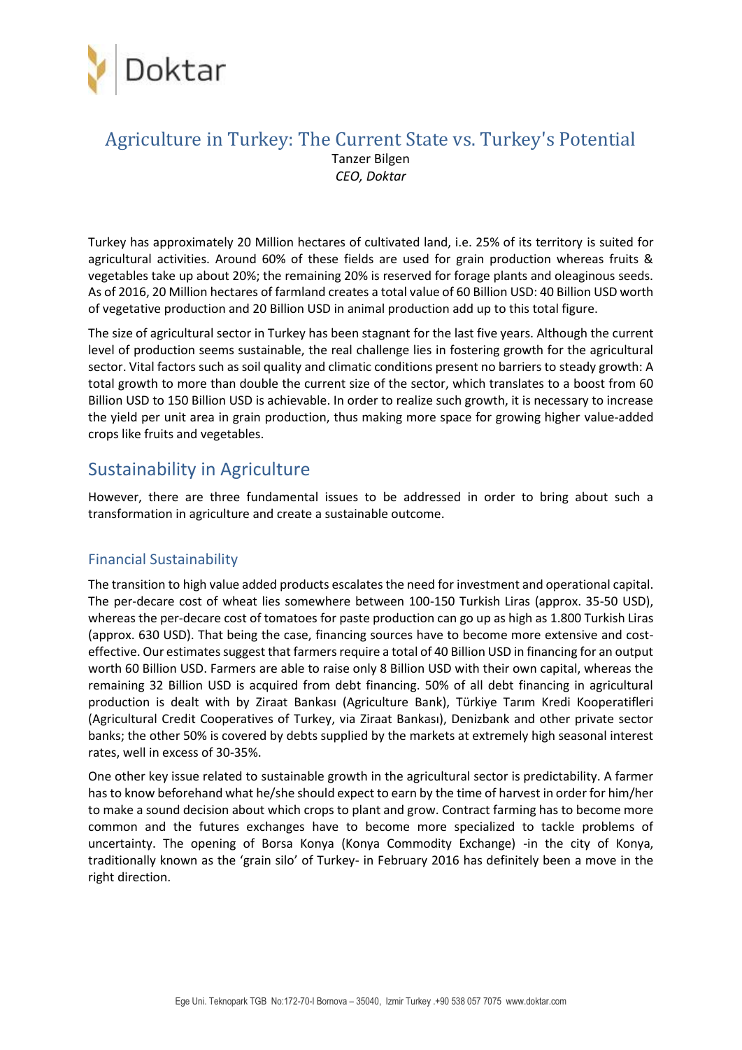Doktar

# Agriculture in Turkey: The Current State vs. Turkey's Potential

Tanzer Bilgen

*CEO, Doktar*

Turkey has approximately 20 Million hectares of cultivated land, i.e. 25% of its territory is suited for agricultural activities. Around 60% of these fields are used for grain production whereas fruits & vegetables take up about 20%; the remaining 20% is reserved for forage plants and oleaginous seeds. As of 2016, 20 Million hectares of farmland creates a total value of 60 Billion USD: 40 Billion USD worth of vegetative production and 20 Billion USD in animal production add up to this total figure.

The size of agricultural sector in Turkey has been stagnant for the last five years. Although the current level of production seems sustainable, the real challenge lies in fostering growth for the agricultural sector. Vital factors such as soil quality and climatic conditions present no barriers to steady growth: A total growth to more than double the current size of the sector, which translates to a boost from 60 Billion USD to 150 Billion USD is achievable. In order to realize such growth, it is necessary to increase the yield per unit area in grain production, thus making more space for growing higher value-added crops like fruits and vegetables.

## Sustainability in Agriculture

However, there are three fundamental issues to be addressed in order to bring about such a transformation in agriculture and create a sustainable outcome.

### Financial Sustainability

The transition to high value added products escalates the need for investment and operational capital. The per-decare cost of wheat lies somewhere between 100-150 Turkish Liras (approx. 35-50 USD), whereas the per-decare cost of tomatoes for paste production can go up as high as 1.800 Turkish Liras (approx. 630 USD). That being the case, financing sources have to become more extensive and cost-effective. Our estimates suggest that farmers require a total of 40 Billion USD in financing for an output worth 60 Billion USD. Farmers are able to raise only 8 Billion USD with their own capital, whereas the remaining 32 Billion USD is acquired from debt financing. 50% of all debt financing in agricultural production is dealt with by Ziraat Bankası (Agriculture Bank), Türkiye Tarım Kredi Kooperatifleri (Agricultural Credit Cooperatives of Turkey, via Ziraat Bankası), Denizbank and other private sector banks; the other 50% is covered by debts supplied by the markets at extremely high seasonal interest rates, well in excess of 30-35%.

One other key issue related to sustainable growth in the agricultural sector is predictability. A farmer has to know beforehand what he/she should expect to earn by the time of harvest in order for him/her to make a sound decision about which crops to plant and grow. Contract farming has to become more common and the futures exchanges have to become more specialized to tackle problems of uncertainty. The opening of Borsa Konya (Konya Commodity Exchange) -in the city of Konya, traditionally known as the 'grain silo' of Turkey- in February 2016 has definitely been a move in the right direction.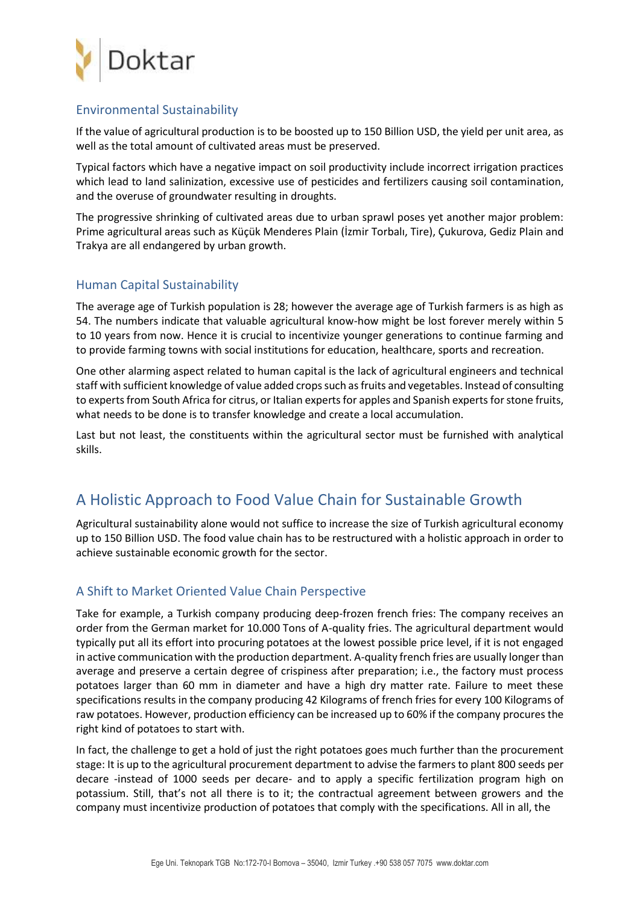## Environmental Sustainability

If the value of agricultural production is to be boosted up to 150 Billion USD, the yield per unit area, as well as the total amount of cultivated areas must be preserved.

Typical factors which have a negative impact on soil productivity include incorrect irrigation practices which lead to land salinization, excessive use of pesticides and fertilizers causing soil contamination, and the overuse of groundwater resulting in droughts.

The progressive shrinking of cultivated areas due to urban sprawl poses yet another major problem: Prime agricultural areas such as Küçük Menderes Plain (İzmir Torbalı, Tire), Çukurova, Gediz Plain and Trakya are all endangered by urban growth.

## Human Capital Sustainability

The average age of Turkish population is 28; however the average age of Turkish farmers is as high as 54. The numbers indicate that valuable agricultural know-how might be lost forever merely within 5 to 10 years from now. Hence it is crucial to incentivize younger generations to continue farming and to provide farming towns with social institutions for education, healthcare, sports and recreation.

One other alarming aspect related to human capital is the lack of agricultural engineers and technical staff with sufficient knowledge of value added crops such as fruits and vegetables. Instead of consulting to experts from South Africa for citrus, or Italian experts for apples and Spanish experts for stone fruits, what needs to be done is to transfer knowledge and create a local accumulation.

Last but not least, the constituents within the agricultural sector must be furnished with analytical skills.

# A Holistic Approach to Food Value Chain for Sustainable Growth

Agricultural sustainability alone would not suffice to increase the size of Turkish agricultural economy up to 150 Billion USD. The food value chain has to be restructured with a holistic approach in order to achieve sustainable economic growth for the sector.

## A Shift to Market Oriented Value Chain Perspective

Take for example, a Turkish company producing deep-frozen french fries: The company receives an order from the German market for 10.000 Tons of A-quality fries. The agricultural department would typically put all its effort into procuring potatoes at the lowest possible price level, if it is not engaged in active communication with the production department. A-quality french fries are usually longer than average and preserve a certain degree of crispiness after preparation; i.e., the factory must process potatoes larger than 60 mm in diameter and have a high dry matter rate. Failure to meet these specifications results in the company producing 42 Kilograms of french fries for every 100 Kilograms of raw potatoes. However, production efficiency can be increased up to 60% if the company procures the right kind of potatoes to start with.

In fact, the challenge to get a hold of just the right potatoes goes much further than the procurement stage: It is up to the agricultural procurement department to advise the farmers to plant 800 seeds per decare -instead of 1000 seeds per decare- and to apply a specific fertilization program high on potassium. Still, that's not all there is to it; the contractual agreement between growers and the company must incentivize production of potatoes that comply with the specifications. All in all, the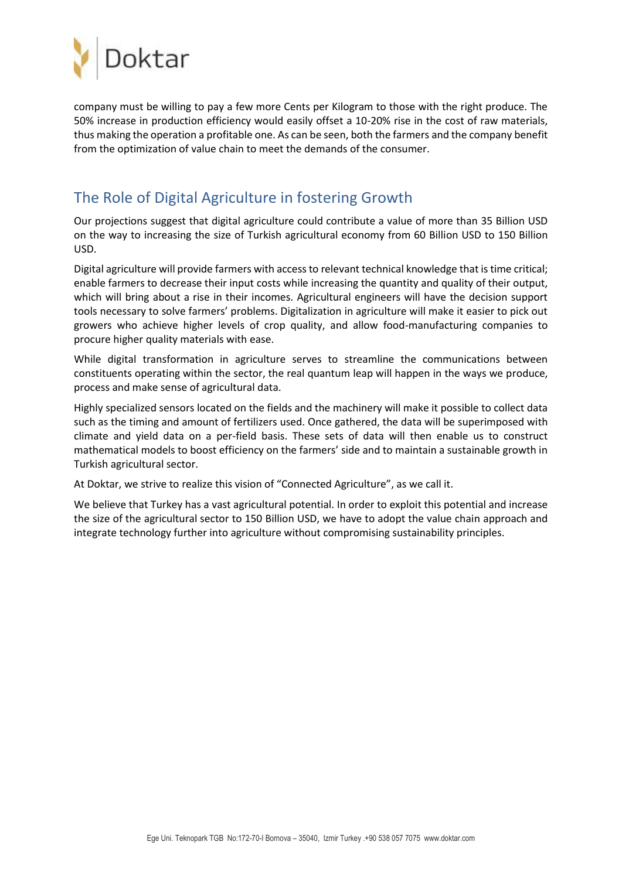company must be willing to pay a few more Cents per Kilogram to those with the right produce. The 50% increase in production efficiency would easily offset a 10-20% rise in the cost of raw materials, thus making the operation a profitable one. As can be seen, both the farmers and the company benefit from the optimization of value chain to meet the demands of the consumer.

## The Role of Digital Agriculture in fostering Growth

Our projections suggest that digital agriculture could contribute a value of more than 35 Billion USD on the way to increasing the size of Turkish agricultural economy from 60 Billion USD to 150 Billion USD.

Digital agriculture will provide farmers with access to relevant technical knowledge that is time critical; enable farmers to decrease their input costs while increasing the quantity and quality of their output, which will bring about a rise in their incomes. Agricultural engineers will have the decision support tools necessary to solve farmers' problems. Digitalization in agriculture will make it easier to pick out growers who achieve higher levels of crop quality, and allow food-manufacturing companies to procure higher quality materials with ease.

While digital transformation in agriculture serves to streamline the communications between constituents operating within the sector, the real quantum leap will happen in the ways we produce, process and make sense of agricultural data.

Highly specialized sensors located on the fields and the machinery will make it possible to collect data such as the timing and amount of fertilizers used. Once gathered, the data will be superimposed with climate and yield data on a per-field basis. These sets of data will then enable us to construct mathematical models to boost efficiency on the farmers' side and to maintain a sustainable growth in Turkish agricultural sector.

At Doktar, we strive to realize this vision of "Connected Agriculture", as we call it.

We believe that Turkey has a vast agricultural potential. In order to exploit this potential and increase the size of the agricultural sector to 150 Billion USD, we have to adopt the value chain approach and integrate technology further into agriculture without compromising sustainability principles.